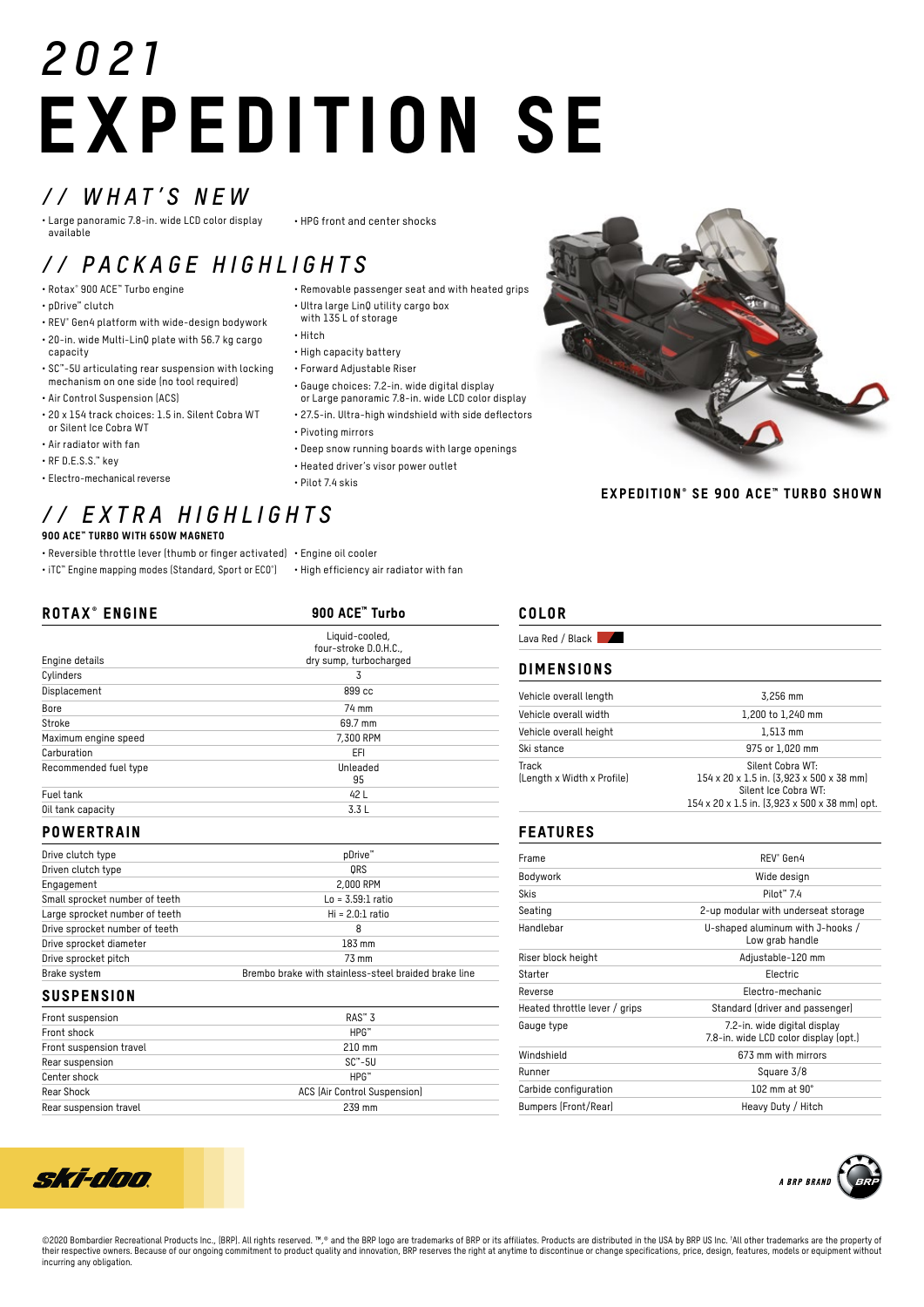// 2021

# EXPEDITION SE

## // WHAT'S NEW

- Large panoramic 7.8-in. wide LCD color display available
- HPG front and center shocks

## // PACKAGE HIGHLIGHTS

- Rotax® 900 ACE™ Turbo engine
- pDrive™ clutch
- REV® Gen4 platform with wide-design bodywork
- 20-in. wide Multi-LinQ plate with 56.7 kg cargo capacity
- SC™-5U articulating rear suspension with locking mechanism on one side (no tool required)
- Air Control Suspension (ACS)
- 20 x 154 track choices: 1.5 in. Silent Cobra WT or Silent Ice Cobra WT
- Air radiator with fan
- RF D.E.S.S.™ key
- Electro-mechanical reverse
- Removable passenger seat and with heated grips
- Ultra large LinQ utility cargo box with 135 L of storage
- Hitch
- High capacity battery
- Forward Adjustable Riser
- Gauge choices: 7.2-in. wide digital display or Large panoramic 7.8-in. wide LCD color display
- 27.5-in. Ultra-high windshield with side deflectors
- Pivoting mirrors
- Deep snow running boards with large openings
- Heated driver's visor power outlet
- Pilot 7.4 skis

EXPEDITION® SE 900 ACE™ TURBO SHOWN

## // EXTRA HIGHLIGHTS

**900 ACE™ TURBO WITH 650W MAGNETO**

- Reversible throttle lever (thumb or finger activated)
- iTC™ Engine mapping modes (Standard, Sport or ECO®)
- Engine oil cooler
- High efficiency air radiator with fan

## ROTAX® ENGINE

| | 900 ACE™ Turbo |
|---|---|
| Engine details | Liquid-cooled, four-stroke D.O.H.C., dry sump, turbocharged |
| Cylinders | 3 |
| Displacement | 899 cc |
| Bore | 74 mm |
| Stroke | 69.7 mm |
| Maximum engine speed | 7,300 RPM |
| Carburation | EFI |
| Recommended fuel type | Unleaded 95 |
| Fuel tank | 42 L |
| Oil tank capacity | 3.3 L |

## POWERTRAIN

| | |
|---|---|
| Drive clutch type | pDrive™ |
| Driven clutch type | QRS |
| Engagement | 2,000 RPM |
| Small sprocket number of teeth | Lo = 3.59:1 ratio |
| Large sprocket number of teeth | Hi = 2.0:1 ratio |
| Drive sprocket number of teeth | 8 |
| Drive sprocket diameter | 183 mm |
| Drive sprocket pitch | 73 mm |
| Brake system | Brembo brake with stainless-steel braided brake line |

## SUSPENSION

| | |
|---|---|
| Front suspension | RAS™ 3 |
| Front shock | HPG™ |
| Front suspension travel | 210 mm |
| Rear suspension | SC™-5U |
| Center shock | HPG™ |
| Rear Shock | ACS (Air Control Suspension) |
| Rear suspension travel | 239 mm |

## COLOR

Lava Red / Black

## DIMENSIONS

| | |
|---|---|
| Vehicle overall length | 3,256 mm |
| Vehicle overall width | 1,200 to 1,240 mm |
| Vehicle overall height | 1,513 mm |
| Ski stance | 975 or 1,020 mm |
| Track (Length x Width x Profile) | Silent Cobra WT: 154 x 20 x 1.5 in. (3,923 x 500 x 38 mm) Silent Ice Cobra WT: 154 x 20 x 1.5 in. (3,923 x 500 x 38 mm) opt. |

## FEATURES

| | |
|---|---|
| Frame | REV® Gen4 |
| Bodywork | Wide design |
| Skis | Pilot™ 7.4 |
| Seating | 2-up modular with underseat storage |
| Handlebar | U-shaped aluminum with J-hooks / Low grab handle |
| Riser block height | Adjustable-120 mm |
| Starter | Electric |
| Reverse | Electro-mechanic |
| Heated throttle lever / grips | Standard (driver and passenger) |
| Gauge type | 7.2-in. wide digital display 7.8-in. wide LCD color display (opt.) |
| Windshield | 673 mm with mirrors |
| Runner | Square 3/8 |
| Carbide configuration | 102 mm at 90° |
| Bumpers (Front/Rear) | Heavy Duty / Hitch |

ski-doo

A BRP BRAND

©2020 Bombardier Recreational Products Inc., (BRP). All rights reserved. ™,® and the BRP logo are trademarks of BRP or its affiliates. Products are distributed in the USA by BRP US Inc. [1]All other trademarks are the property of their respective owners. Because of our ongoing commitment to product quality and innovation, BRP reserves the right at anytime to discontinue or change specifications, price, design, features, models or equipment without incurring any obligation.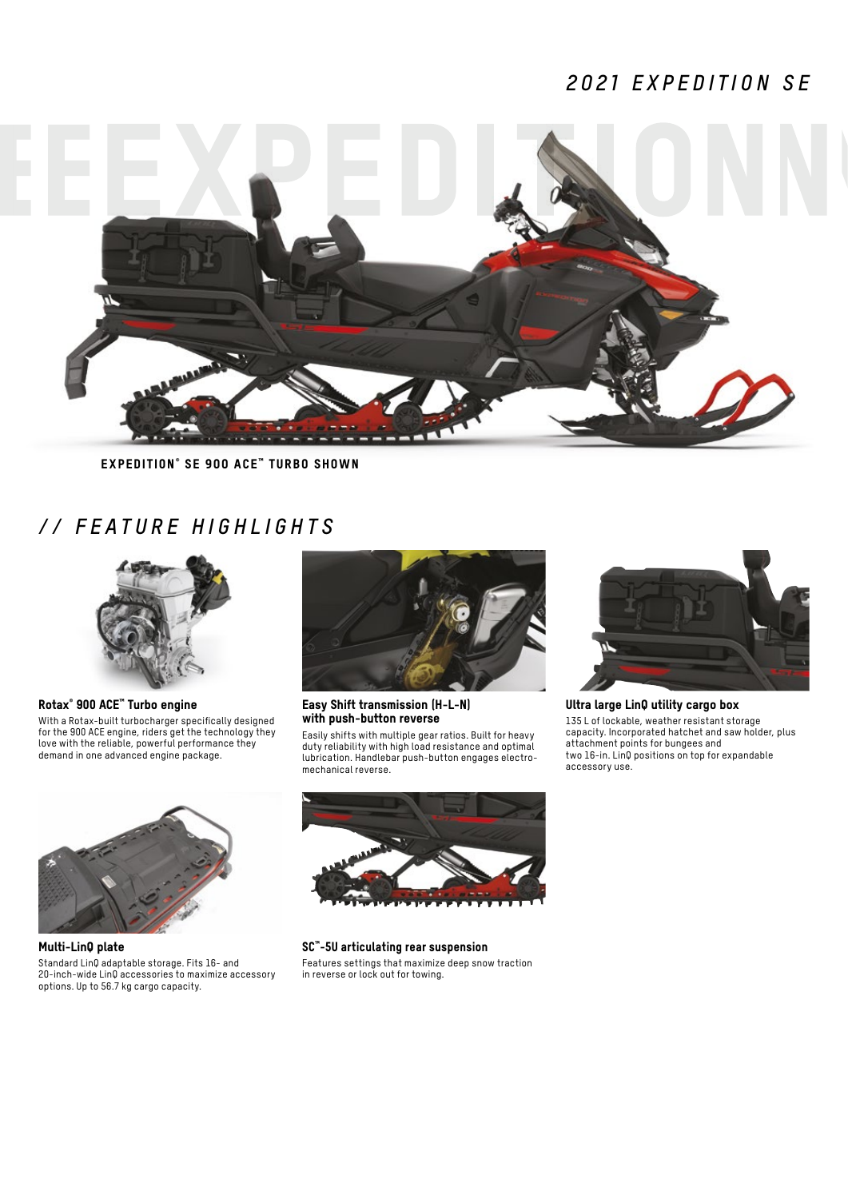# 2021 EXPEDITION SE

EXPEDITION® SE 900 ACE™ TURBO SHOWN

## // FEATURE HIGHLIGHTS

**Rotax® 900 ACE™ Turbo engine**

With a Rotax-built turbocharger specifically designed for the 900 ACE engine, riders get the technology they love with the reliable, powerful performance they demand in one advanced engine package.

**Easy Shift transmission (H-L-N) with push-button reverse**

Easily shifts with multiple gear ratios. Built for heavy duty reliability with high load resistance and optimal lubrication. Handlebar push-button engages electro-mechanical reverse.

**Ultra large LinQ utility cargo box**

135 L of lockable, weather resistant storage capacity. Incorporated hatchet and saw holder, plus attachment points for bungees and two 16-in. LinQ positions on top for expandable accessory use.

**Multi-LinQ plate**

Standard LinQ adaptable storage. Fits 16- and 20-inch-wide LinQ accessories to maximize accessory options. Up to 56.7 kg cargo capacity.

**SC™-5U articulating rear suspension**

Features settings that maximize deep snow traction in reverse or lock out for towing.